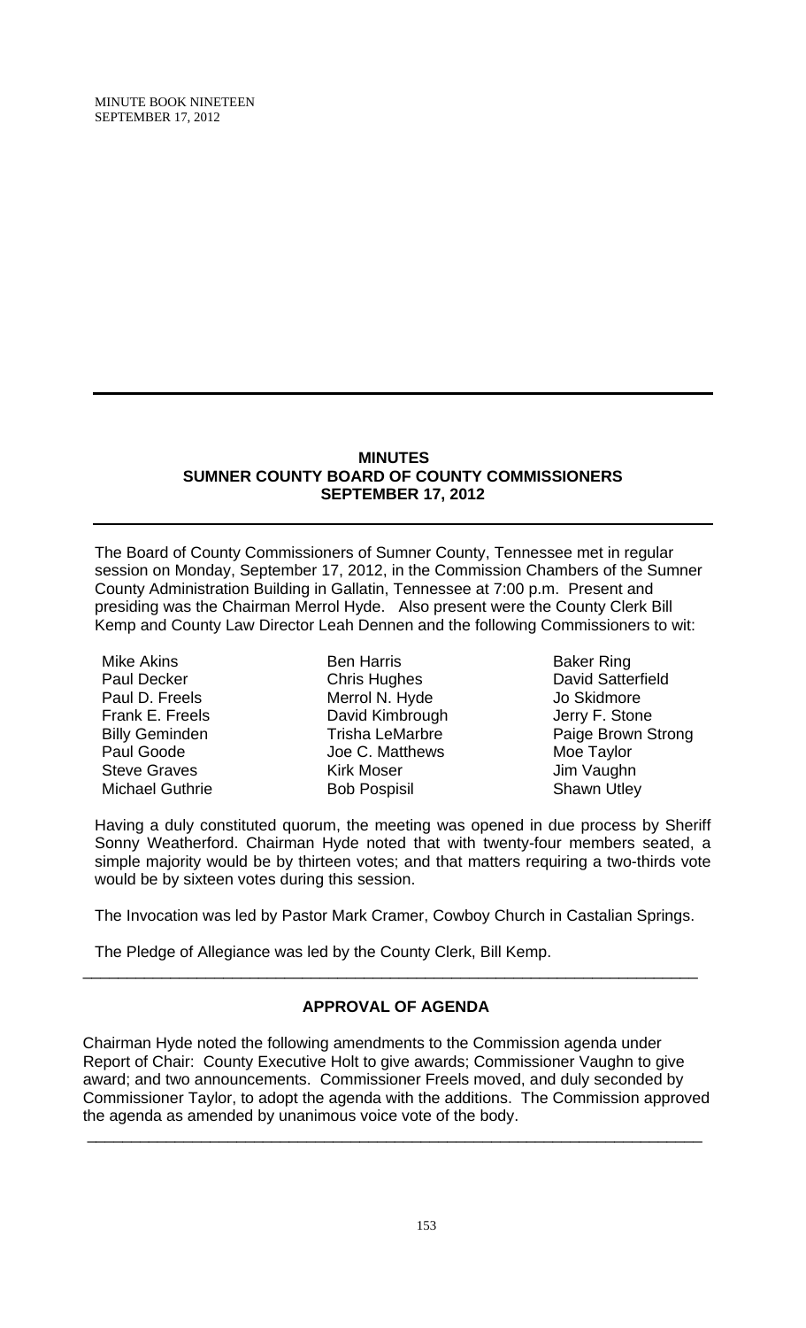## MINUTES
## SUMNER COUNTY BOARD OF COUNTY COMMISSIONERS
## SEPTEMBER 17, 2012

The Board of County Commissioners of Sumner County, Tennessee met in regular session on Monday, September 17, 2012, in the Commission Chambers of the Sumner County Administration Building in Gallatin, Tennessee at 7:00 p.m. Present and presiding was the Chairman Merrol Hyde. Also present were the County Clerk Bill Kemp and County Law Director Leah Dennen and the following Commissioners to wit:

| | | |
|---|---|---|
| Mike Akins | Ben Harris | Baker Ring |
| Paul Decker | Chris Hughes | David Satterfield |
| Paul D. Freels | Merrol N. Hyde | Jo Skidmore |
| Frank E. Freels | David Kimbrough | Jerry F. Stone |
| Billy Geminden | Trisha LeMarbre | Paige Brown Strong |
| Paul Goode | Joe C. Matthews | Moe Taylor |
| Steve Graves | Kirk Moser | Jim Vaughn |
| Michael Guthrie | Bob Pospisil | Shawn Utley |

Having a duly constituted quorum, the meeting was opened in due process by Sheriff Sonny Weatherford. Chairman Hyde noted that with twenty-four members seated, a simple majority would be by thirteen votes; and that matters requiring a two-thirds vote would be by sixteen votes during this session.

The Invocation was led by Pastor Mark Cramer, Cowboy Church in Castalian Springs.

The Pledge of Allegiance was led by the County Clerk, Bill Kemp.

---

### APPROVAL OF AGENDA

Chairman Hyde noted the following amendments to the Commission agenda under Report of Chair: County Executive Holt to give awards; Commissioner Vaughn to give award; and two announcements. Commissioner Freels moved, and duly seconded by Commissioner Taylor, to adopt the agenda with the additions. The Commission approved the agenda as amended by unanimous voice vote of the body.

---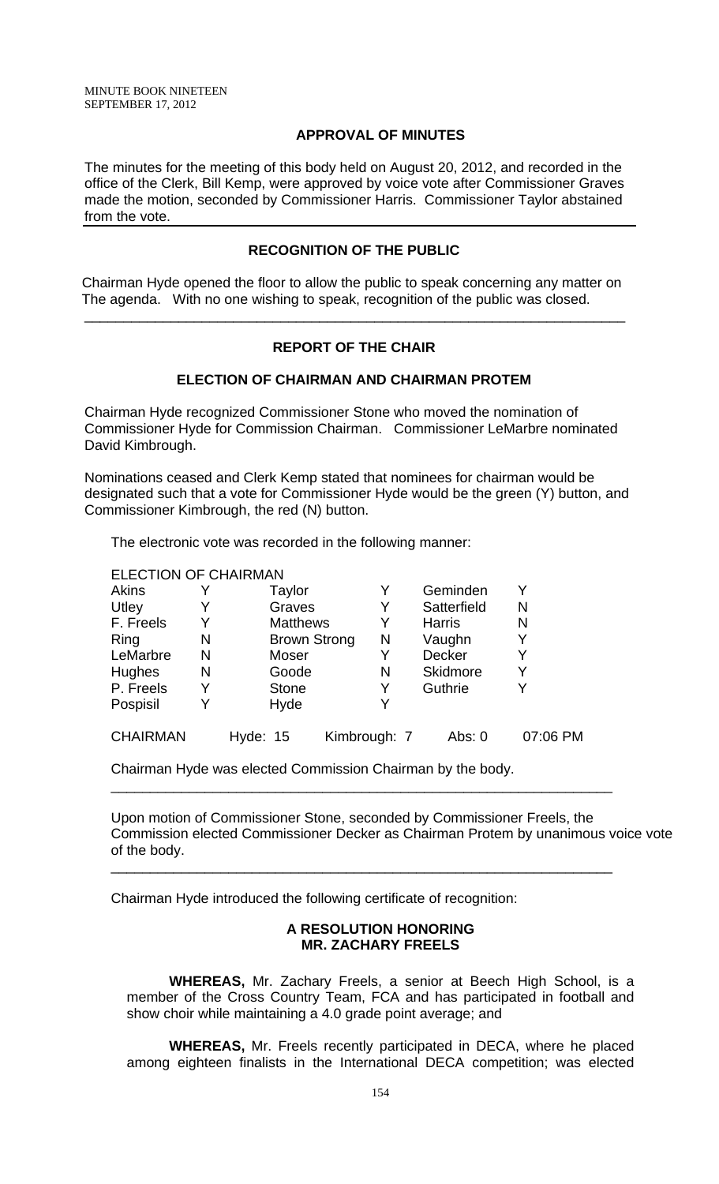MINUTE BOOK NINETEEN
SEPTEMBER 17, 2012

## APPROVAL OF MINUTES

The minutes for the meeting of this body held on August 20, 2012, and recorded in the office of the Clerk, Bill Kemp, were approved by voice vote after Commissioner Graves made the motion, seconded by Commissioner Harris. Commissioner Taylor abstained from the vote.

## RECOGNITION OF THE PUBLIC

Chairman Hyde opened the floor to allow the public to speak concerning any matter on The agenda. With no one wishing to speak, recognition of the public was closed.

---

## REPORT OF THE CHAIR

## ELECTION OF CHAIRMAN AND CHAIRMAN PROTEM

Chairman Hyde recognized Commissioner Stone who moved the nomination of Commissioner Hyde for Commission Chairman. Commissioner LeMarbre nominated David Kimbrough.

Nominations ceased and Clerk Kemp stated that nominees for chairman would be designated such that a vote for Commissioner Hyde would be the green (Y) button, and Commissioner Kimbrough, the red (N) button.

The electronic vote was recorded in the following manner:

ELECTION OF CHAIRMAN

| | | | | | |
|---|---|---|---|---|---|
| Akins | Y | Taylor | Y | Geminden | Y |
| Utley | Y | Graves | Y | Satterfield | N |
| F. Freels | Y | Matthews | Y | Harris | N |
| Ring | N | Brown Strong | N | Vaughn | Y |
| LeMarbre | N | Moser | Y | Decker | Y |
| Hughes | N | Goode | N | Skidmore | Y |
| P. Freels | Y | Stone | Y | Guthrie | Y |
| Pospisil | Y | Hyde | Y | | |

CHAIRMAN Hyde: 15 Kimbrough: 7 Abs: 0 07:06 PM

Chairman Hyde was elected Commission Chairman by the body.

---

Upon motion of Commissioner Stone, seconded by Commissioner Freels, the Commission elected Commissioner Decker as Chairman Protem by unanimous voice vote of the body.

---

Chairman Hyde introduced the following certificate of recognition:

### A RESOLUTION HONORING MR. ZACHARY FREELS

**WHEREAS,** Mr. Zachary Freels, a senior at Beech High School, is a member of the Cross Country Team, FCA and has participated in football and show choir while maintaining a 4.0 grade point average; and

**WHEREAS,** Mr. Freels recently participated in DECA, where he placed among eighteen finalists in the International DECA competition; was elected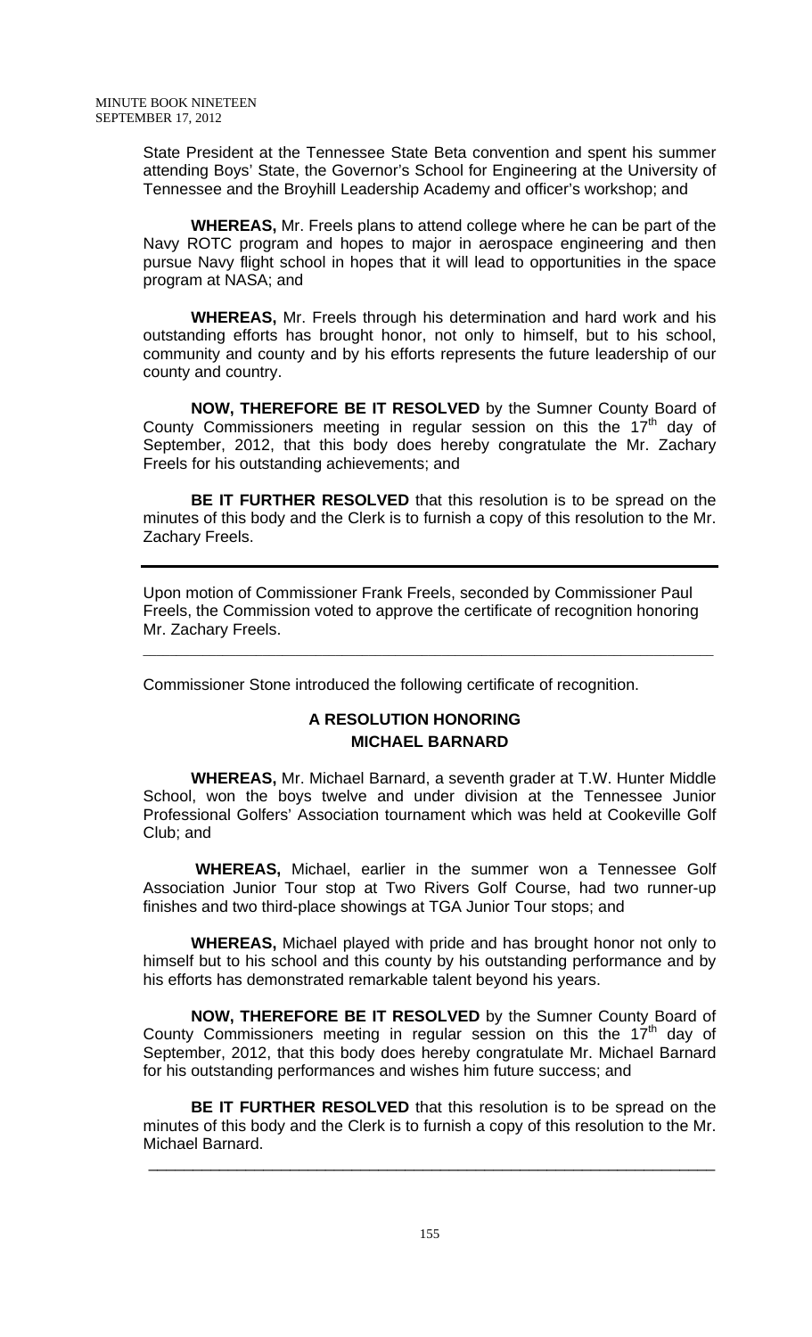State President at the Tennessee State Beta convention and spent his summer attending Boys' State, the Governor's School for Engineering at the University of Tennessee and the Broyhill Leadership Academy and officer's workshop; and

**WHEREAS,** Mr. Freels plans to attend college where he can be part of the Navy ROTC program and hopes to major in aerospace engineering and then pursue Navy flight school in hopes that it will lead to opportunities in the space program at NASA; and

**WHEREAS,** Mr. Freels through his determination and hard work and his outstanding efforts has brought honor, not only to himself, but to his school, community and county and by his efforts represents the future leadership of our county and country.

**NOW, THEREFORE BE IT RESOLVED** by the Sumner County Board of County Commissioners meeting in regular session on this the 17th day of September, 2012, that this body does hereby congratulate the Mr. Zachary Freels for his outstanding achievements; and

**BE IT FURTHER RESOLVED** that this resolution is to be spread on the minutes of this body and the Clerk is to furnish a copy of this resolution to the Mr. Zachary Freels.

---

Upon motion of Commissioner Frank Freels, seconded by Commissioner Paul Freels, the Commission voted to approve the certificate of recognition honoring Mr. Zachary Freels.

---

Commissioner Stone introduced the following certificate of recognition.

## A RESOLUTION HONORING MICHAEL BARNARD

**WHEREAS,** Mr. Michael Barnard, a seventh grader at T.W. Hunter Middle School, won the boys twelve and under division at the Tennessee Junior Professional Golfers' Association tournament which was held at Cookeville Golf Club; and

**WHEREAS,** Michael, earlier in the summer won a Tennessee Golf Association Junior Tour stop at Two Rivers Golf Course, had two runner-up finishes and two third-place showings at TGA Junior Tour stops; and

**WHEREAS,** Michael played with pride and has brought honor not only to himself but to his school and this county by his outstanding performance and by his efforts has demonstrated remarkable talent beyond his years.

**NOW, THEREFORE BE IT RESOLVED** by the Sumner County Board of County Commissioners meeting in regular session on this the 17th day of September, 2012, that this body does hereby congratulate Mr. Michael Barnard for his outstanding performances and wishes him future success; and

**BE IT FURTHER RESOLVED** that this resolution is to be spread on the minutes of this body and the Clerk is to furnish a copy of this resolution to the Mr. Michael Barnard.

---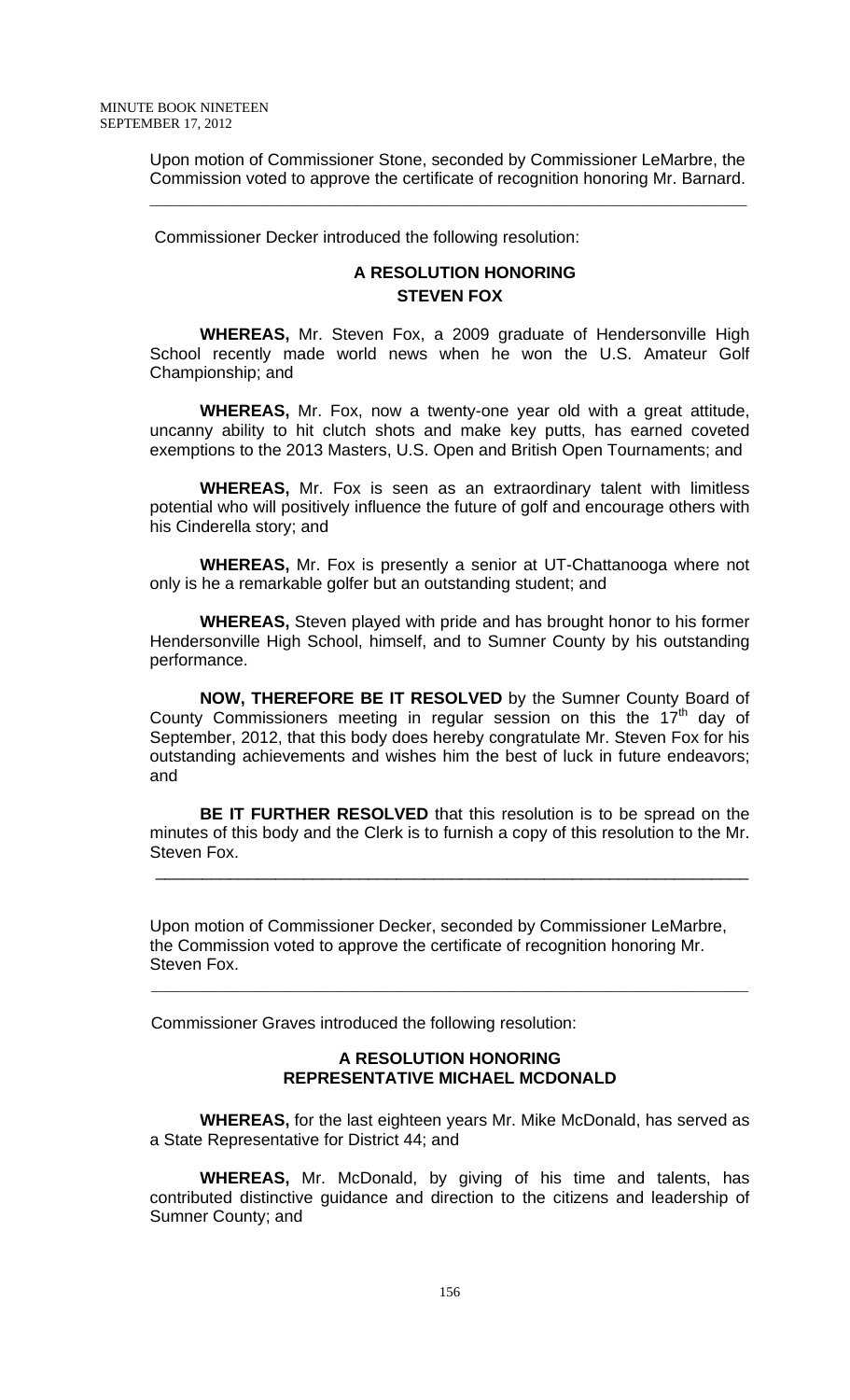Upon motion of Commissioner Stone, seconded by Commissioner LeMarbre, the Commission voted to approve the certificate of recognition honoring Mr. Barnard.

---

Commissioner Decker introduced the following resolution:

**A RESOLUTION HONORING**
**STEVEN FOX**

**WHEREAS,** Mr. Steven Fox, a 2009 graduate of Hendersonville High School recently made world news when he won the U.S. Amateur Golf Championship; and

**WHEREAS,** Mr. Fox, now a twenty-one year old with a great attitude, uncanny ability to hit clutch shots and make key putts, has earned coveted exemptions to the 2013 Masters, U.S. Open and British Open Tournaments; and

**WHEREAS,** Mr. Fox is seen as an extraordinary talent with limitless potential who will positively influence the future of golf and encourage others with his Cinderella story; and

**WHEREAS,** Mr. Fox is presently a senior at UT-Chattanooga where not only is he a remarkable golfer but an outstanding student; and

**WHEREAS,** Steven played with pride and has brought honor to his former Hendersonville High School, himself, and to Sumner County by his outstanding performance.

**NOW, THEREFORE BE IT RESOLVED** by the Sumner County Board of County Commissioners meeting in regular session on this the 17th day of September, 2012, that this body does hereby congratulate Mr. Steven Fox for his outstanding achievements and wishes him the best of luck in future endeavors; and

**BE IT FURTHER RESOLVED** that this resolution is to be spread on the minutes of this body and the Clerk is to furnish a copy of this resolution to the Mr. Steven Fox.

---

Upon motion of Commissioner Decker, seconded by Commissioner LeMarbre, the Commission voted to approve the certificate of recognition honoring Mr. Steven Fox.

---

Commissioner Graves introduced the following resolution:

**A RESOLUTION HONORING**
**REPRESENTATIVE MICHAEL MCDONALD**

**WHEREAS,** for the last eighteen years Mr. Mike McDonald, has served as a State Representative for District 44; and

**WHEREAS,** Mr. McDonald, by giving of his time and talents, has contributed distinctive guidance and direction to the citizens and leadership of Sumner County; and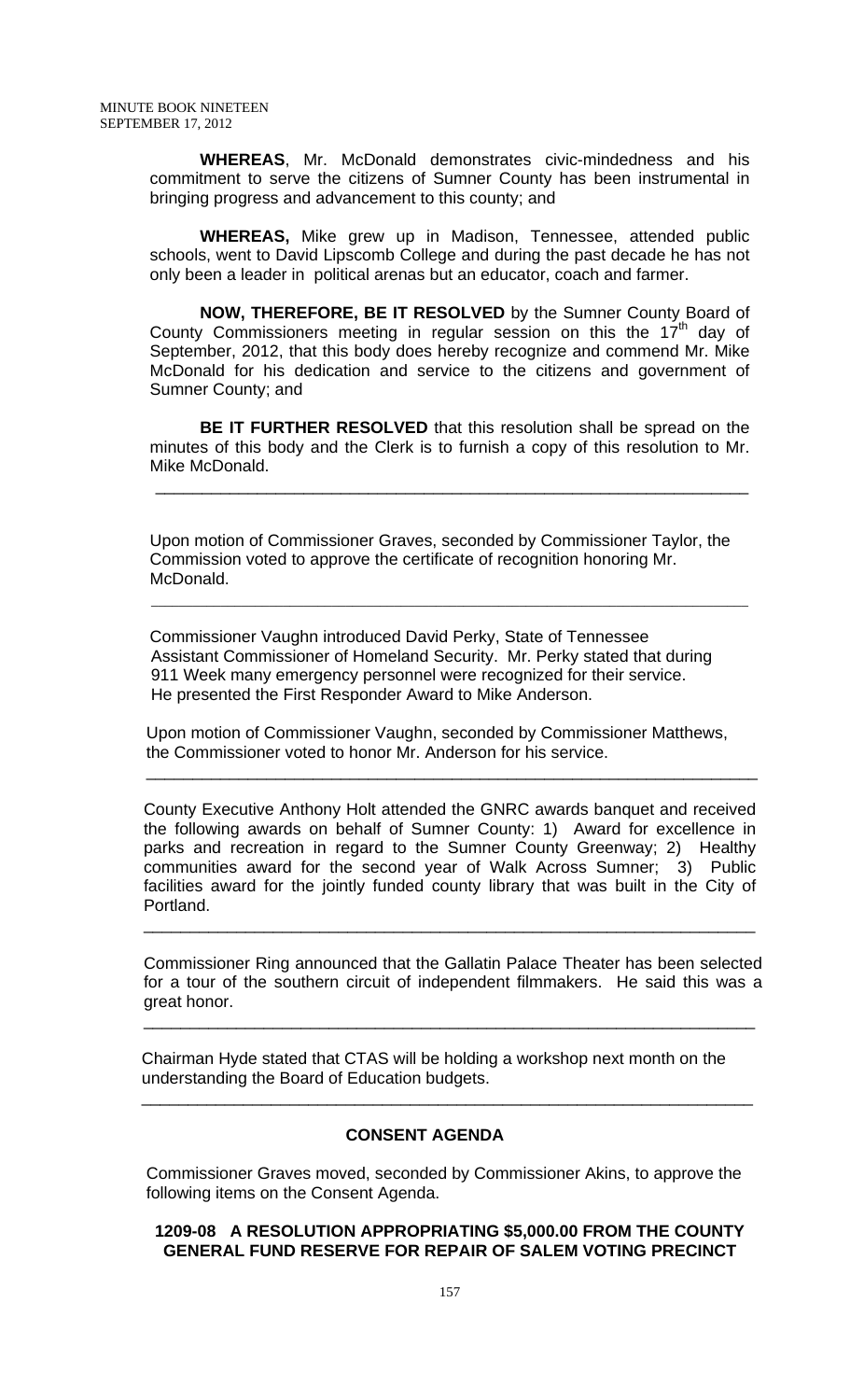**WHEREAS**, Mr. McDonald demonstrates civic-mindedness and his commitment to serve the citizens of Sumner County has been instrumental in bringing progress and advancement to this county; and

**WHEREAS,** Mike grew up in Madison, Tennessee, attended public schools, went to David Lipscomb College and during the past decade he has not only been a leader in political arenas but an educator, coach and farmer.

**NOW, THEREFORE, BE IT RESOLVED** by the Sumner County Board of County Commissioners meeting in regular session on this the 17th day of September, 2012, that this body does hereby recognize and commend Mr. Mike McDonald for his dedication and service to the citizens and government of Sumner County; and

**BE IT FURTHER RESOLVED** that this resolution shall be spread on the minutes of this body and the Clerk is to furnish a copy of this resolution to Mr. Mike McDonald.

---

Upon motion of Commissioner Graves, seconded by Commissioner Taylor, the Commission voted to approve the certificate of recognition honoring Mr. McDonald.

---

Commissioner Vaughn introduced David Perky, State of Tennessee Assistant Commissioner of Homeland Security. Mr. Perky stated that during 911 Week many emergency personnel were recognized for their service. He presented the First Responder Award to Mike Anderson.

Upon motion of Commissioner Vaughn, seconded by Commissioner Matthews, the Commissioner voted to honor Mr. Anderson for his service.

---

County Executive Anthony Holt attended the GNRC awards banquet and received the following awards on behalf of Sumner County: 1) Award for excellence in parks and recreation in regard to the Sumner County Greenway; 2) Healthy communities award for the second year of Walk Across Sumner; 3) Public facilities award for the jointly funded county library that was built in the City of Portland.

---

Commissioner Ring announced that the Gallatin Palace Theater has been selected for a tour of the southern circuit of independent filmmakers. He said this was a great honor.

---

Chairman Hyde stated that CTAS will be holding a workshop next month on the understanding the Board of Education budgets.

---

## CONSENT AGENDA

Commissioner Graves moved, seconded by Commissioner Akins, to approve the following items on the Consent Agenda.

**1209-08 A RESOLUTION APPROPRIATING $5,000.00 FROM THE COUNTY GENERAL FUND RESERVE FOR REPAIR OF SALEM VOTING PRECINCT**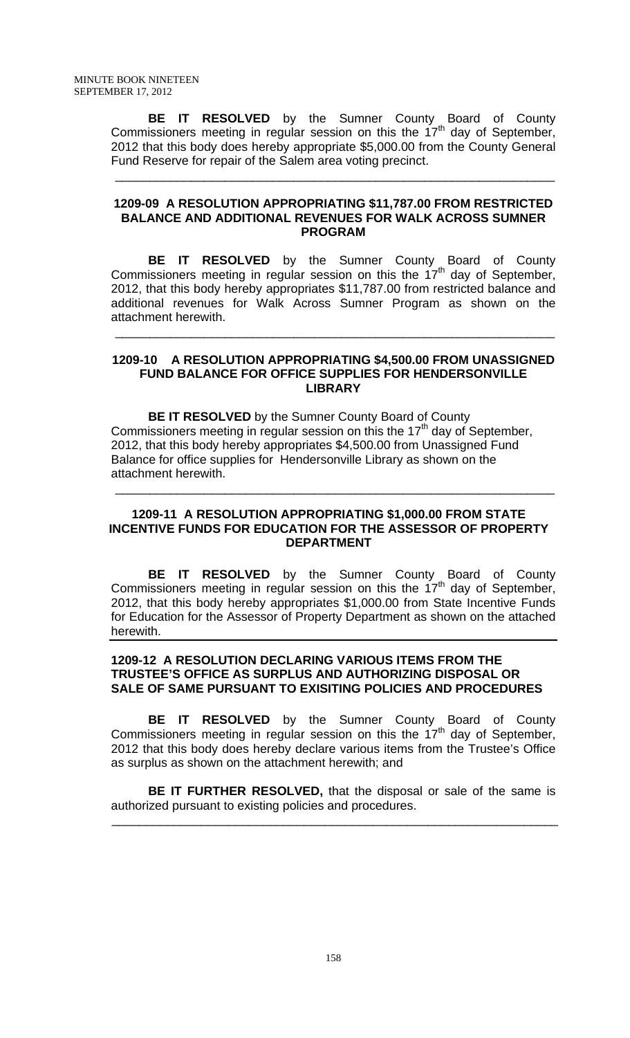**BE IT RESOLVED** by the Sumner County Board of County Commissioners meeting in regular session on this the 17th day of September, 2012 that this body does hereby appropriate $5,000.00 from the County General Fund Reserve for repair of the Salem area voting precinct.

---

### 1209-09 A RESOLUTION APPROPRIATING $11,787.00 FROM RESTRICTED BALANCE AND ADDITIONAL REVENUES FOR WALK ACROSS SUMNER PROGRAM

**BE IT RESOLVED** by the Sumner County Board of County Commissioners meeting in regular session on this the 17th day of September, 2012, that this body hereby appropriates $11,787.00 from restricted balance and additional revenues for Walk Across Sumner Program as shown on the attachment herewith.

---

### 1209-10 A RESOLUTION APPROPRIATING $4,500.00 FROM UNASSIGNED FUND BALANCE FOR OFFICE SUPPLIES FOR HENDERSONVILLE LIBRARY

**BE IT RESOLVED** by the Sumner County Board of County Commissioners meeting in regular session on this the 17th day of September, 2012, that this body hereby appropriates $4,500.00 from Unassigned Fund Balance for office supplies for Hendersonville Library as shown on the attachment herewith.

---

### 1209-11 A RESOLUTION APPROPRIATING $1,000.00 FROM STATE INCENTIVE FUNDS FOR EDUCATION FOR THE ASSESSOR OF PROPERTY DEPARTMENT

**BE IT RESOLVED** by the Sumner County Board of County Commissioners meeting in regular session on this the 17th day of September, 2012, that this body hereby appropriates $1,000.00 from State Incentive Funds for Education for the Assessor of Property Department as shown on the attached herewith.

---

### 1209-12 A RESOLUTION DECLARING VARIOUS ITEMS FROM THE TRUSTEE'S OFFICE AS SURPLUS AND AUTHORIZING DISPOSAL OR SALE OF SAME PURSUANT TO EXISITING POLICIES AND PROCEDURES

**BE IT RESOLVED** by the Sumner County Board of County Commissioners meeting in regular session on this the 17th day of September, 2012 that this body does hereby declare various items from the Trustee's Office as surplus as shown on the attachment herewith; and

**BE IT FURTHER RESOLVED,** that the disposal or sale of the same is authorized pursuant to existing policies and procedures.

---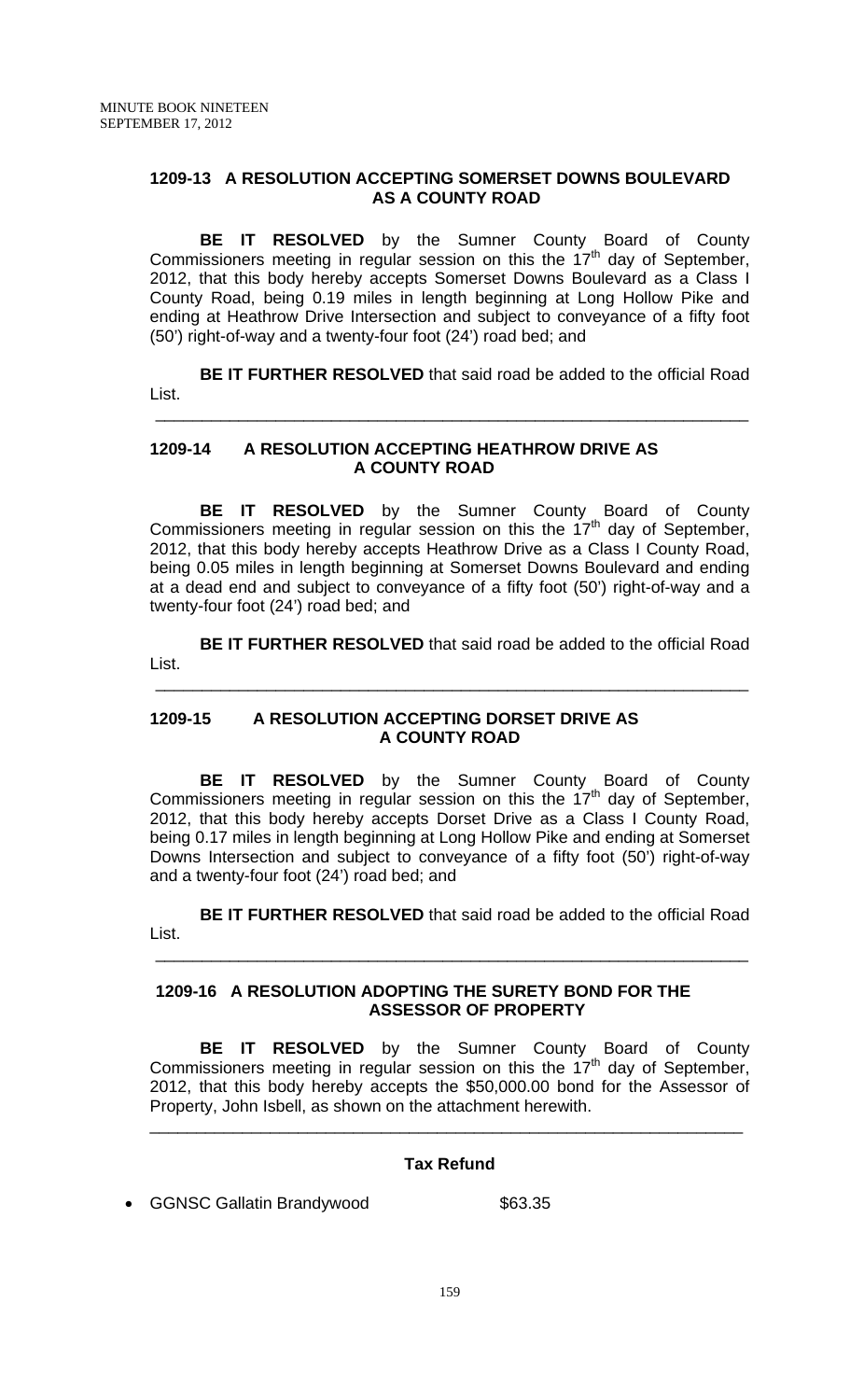### 1209-13 A RESOLUTION ACCEPTING SOMERSET DOWNS BOULEVARD AS A COUNTY ROAD

**BE IT RESOLVED** by the Sumner County Board of County Commissioners meeting in regular session on this the 17th day of September, 2012, that this body hereby accepts Somerset Downs Boulevard as a Class I County Road, being 0.19 miles in length beginning at Long Hollow Pike and ending at Heathrow Drive Intersection and subject to conveyance of a fifty foot (50') right-of-way and a twenty-four foot (24') road bed; and

**BE IT FURTHER RESOLVED** that said road be added to the official Road List.

---

### 1209-14 A RESOLUTION ACCEPTING HEATHROW DRIVE AS A COUNTY ROAD

**BE IT RESOLVED** by the Sumner County Board of County Commissioners meeting in regular session on this the 17th day of September, 2012, that this body hereby accepts Heathrow Drive as a Class I County Road, being 0.05 miles in length beginning at Somerset Downs Boulevard and ending at a dead end and subject to conveyance of a fifty foot (50') right-of-way and a twenty-four foot (24') road bed; and

**BE IT FURTHER RESOLVED** that said road be added to the official Road List.

---

### 1209-15 A RESOLUTION ACCEPTING DORSET DRIVE AS A COUNTY ROAD

**BE IT RESOLVED** by the Sumner County Board of County Commissioners meeting in regular session on this the 17th day of September, 2012, that this body hereby accepts Dorset Drive as a Class I County Road, being 0.17 miles in length beginning at Long Hollow Pike and ending at Somerset Downs Intersection and subject to conveyance of a fifty foot (50') right-of-way and a twenty-four foot (24') road bed; and

**BE IT FURTHER RESOLVED** that said road be added to the official Road List.

---

### 1209-16 A RESOLUTION ADOPTING THE SURETY BOND FOR THE ASSESSOR OF PROPERTY

**BE IT RESOLVED** by the Sumner County Board of County Commissioners meeting in regular session on this the 17th day of September, 2012, that this body hereby accepts the $50,000.00 bond for the Assessor of Property, John Isbell, as shown on the attachment herewith.

---

**Tax Refund**

- GGNSC Gallatin Brandywood $63.35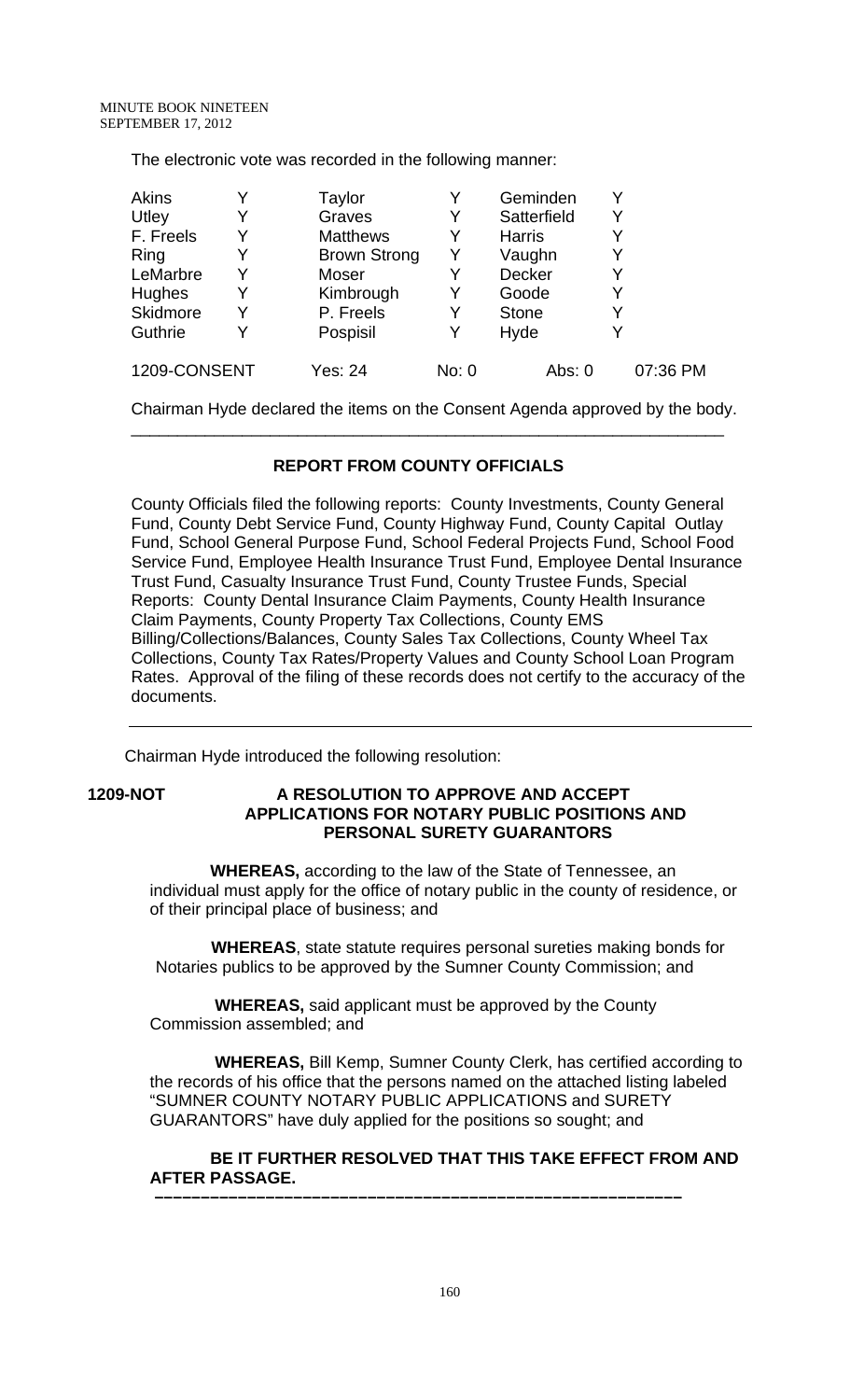The electronic vote was recorded in the following manner:

| | | | | | |
|---|---|---|---|---|---|
| Akins | Y | Taylor | Y | Geminden | Y |
| Utley | Y | Graves | Y | Satterfield | Y |
| F. Freels | Y | Matthews | Y | Harris | Y |
| Ring | Y | Brown Strong | Y | Vaughn | Y |
| LeMarbre | Y | Moser | Y | Decker | Y |
| Hughes | Y | Kimbrough | Y | Goode | Y |
| Skidmore | Y | P. Freels | Y | Stone | Y |
| Guthrie | Y | Pospisil | Y | Hyde | Y |

1209-CONSENT Yes: 24 No: 0 Abs: 0 07:36 PM

Chairman Hyde declared the items on the Consent Agenda approved by the body.

---

**REPORT FROM COUNTY OFFICIALS**

County Officials filed the following reports: County Investments, County General Fund, County Debt Service Fund, County Highway Fund, County Capital Outlay Fund, School General Purpose Fund, School Federal Projects Fund, School Food Service Fund, Employee Health Insurance Trust Fund, Employee Dental Insurance Trust Fund, Casualty Insurance Trust Fund, County Trustee Funds, Special Reports: County Dental Insurance Claim Payments, County Health Insurance Claim Payments, County Property Tax Collections, County EMS Billing/Collections/Balances, County Sales Tax Collections, County Wheel Tax Collections, County Tax Rates/Property Values and County School Loan Program Rates. Approval of the filing of these records does not certify to the accuracy of the documents.

---

Chairman Hyde introduced the following resolution:

**1209-NOT A RESOLUTION TO APPROVE AND ACCEPT APPLICATIONS FOR NOTARY PUBLIC POSITIONS AND PERSONAL SURETY GUARANTORS**

**WHEREAS,** according to the law of the State of Tennessee, an individual must apply for the office of notary public in the county of residence, or of their principal place of business; and

**WHEREAS**, state statute requires personal sureties making bonds for Notaries publics to be approved by the Sumner County Commission; and

**WHEREAS,** said applicant must be approved by the County Commission assembled; and

**WHEREAS,** Bill Kemp, Sumner County Clerk, has certified according to the records of his office that the persons named on the attached listing labeled "SUMNER COUNTY NOTARY PUBLIC APPLICATIONS and SURETY GUARANTORS" have duly applied for the positions so sought; and

**BE IT FURTHER RESOLVED THAT THIS TAKE EFFECT FROM AND AFTER PASSAGE.**

---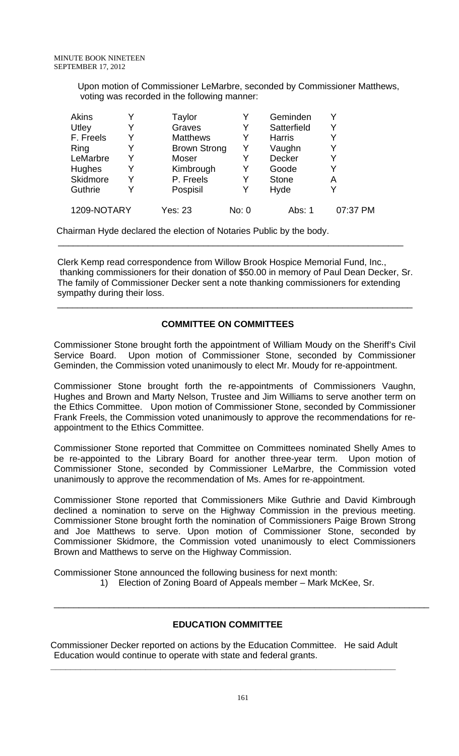Upon motion of Commissioner LeMarbre, seconded by Commissioner Matthews, voting was recorded in the following manner:

| | | | | | |
|---|---|---|---|---|---|
| Akins | Y | Taylor | Y | Geminden | Y |
| Utley | Y | Graves | Y | Satterfield | Y |
| F. Freels | Y | Matthews | Y | Harris | Y |
| Ring | Y | Brown Strong | Y | Vaughn | Y |
| LeMarbre | Y | Moser | Y | Decker | Y |
| Hughes | Y | Kimbrough | Y | Goode | Y |
| Skidmore | Y | P. Freels | Y | Stone | A |
| Guthrie | Y | Pospisil | Y | Hyde | Y |
| 1209-NOTARY | | Yes: 23 | No: 0 | Abs: 1 | 07:37 PM |

Chairman Hyde declared the election of Notaries Public by the body.

---

Clerk Kemp read correspondence from Willow Brook Hospice Memorial Fund, Inc., thanking commissioners for their donation of $50.00 in memory of Paul Dean Decker, Sr. The family of Commissioner Decker sent a note thanking commissioners for extending sympathy during their loss.

---

## COMMITTEE ON COMMITTEES

Commissioner Stone brought forth the appointment of William Moudy on the Sheriff's Civil Service Board. Upon motion of Commissioner Stone, seconded by Commissioner Geminden, the Commission voted unanimously to elect Mr. Moudy for re-appointment.

Commissioner Stone brought forth the re-appointments of Commissioners Vaughn, Hughes and Brown and Marty Nelson, Trustee and Jim Williams to serve another term on the Ethics Committee. Upon motion of Commissioner Stone, seconded by Commissioner Frank Freels, the Commission voted unanimously to approve the recommendations for re-appointment to the Ethics Committee.

Commissioner Stone reported that Committee on Committees nominated Shelly Ames to be re-appointed to the Library Board for another three-year term. Upon motion of Commissioner Stone, seconded by Commissioner LeMarbre, the Commission voted unanimously to approve the recommendation of Ms. Ames for re-appointment.

Commissioner Stone reported that Commissioners Mike Guthrie and David Kimbrough declined a nomination to serve on the Highway Commission in the previous meeting. Commissioner Stone brought forth the nomination of Commissioners Paige Brown Strong and Joe Matthews to serve. Upon motion of Commissioner Stone, seconded by Commissioner Skidmore, the Commission voted unanimously to elect Commissioners Brown and Matthews to serve on the Highway Commission.

Commissioner Stone announced the following business for next month:

1) Election of Zoning Board of Appeals member – Mark McKee, Sr.

---

## EDUCATION COMMITTEE

Commissioner Decker reported on actions by the Education Committee. He said Adult Education would continue to operate with state and federal grants.

---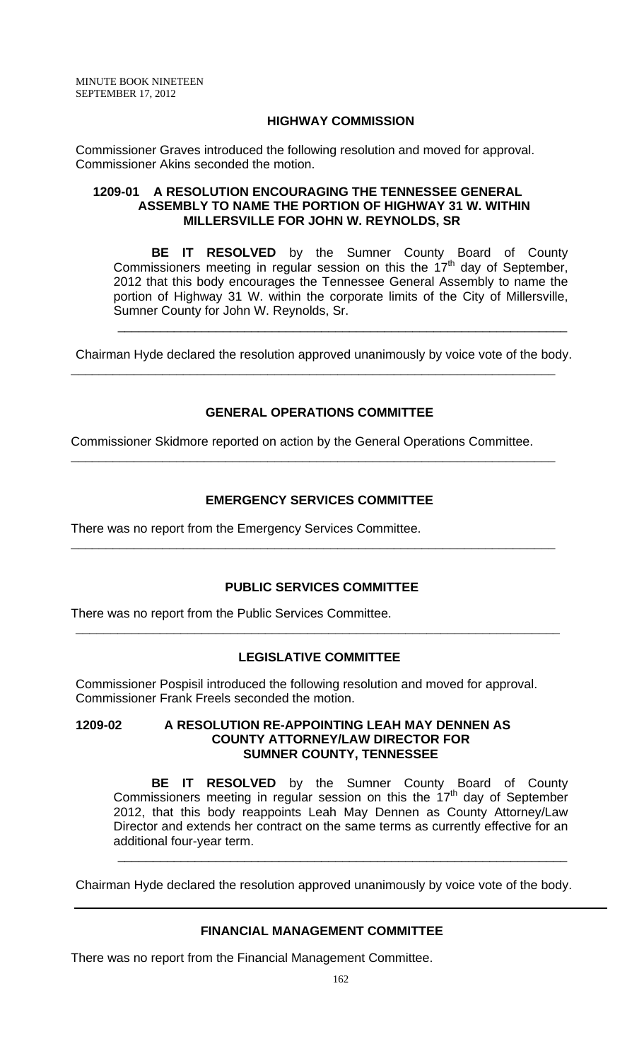## HIGHWAY COMMISSION

Commissioner Graves introduced the following resolution and moved for approval. Commissioner Akins seconded the motion.

### 1209-01 A RESOLUTION ENCOURAGING THE TENNESSEE GENERAL ASSEMBLY TO NAME THE PORTION OF HIGHWAY 31 W. WITHIN MILLERSVILLE FOR JOHN W. REYNOLDS, SR

**BE IT RESOLVED** by the Sumner County Board of County Commissioners meeting in regular session on this the 17th day of September, 2012 that this body encourages the Tennessee General Assembly to name the portion of Highway 31 W. within the corporate limits of the City of Millersville, Sumner County for John W. Reynolds, Sr.

---

Chairman Hyde declared the resolution approved unanimously by voice vote of the body.

---

## GENERAL OPERATIONS COMMITTEE

Commissioner Skidmore reported on action by the General Operations Committee.

---

## EMERGENCY SERVICES COMMITTEE

There was no report from the Emergency Services Committee.

---

## PUBLIC SERVICES COMMITTEE

There was no report from the Public Services Committee.

---

## LEGISLATIVE COMMITTEE

Commissioner Pospisil introduced the following resolution and moved for approval. Commissioner Frank Freels seconded the motion.

### 1209-02 A RESOLUTION RE-APPOINTING LEAH MAY DENNEN AS COUNTY ATTORNEY/LAW DIRECTOR FOR SUMNER COUNTY, TENNESSEE

**BE IT RESOLVED** by the Sumner County Board of County Commissioners meeting in regular session on this the 17th day of September 2012, that this body reappoints Leah May Dennen as County Attorney/Law Director and extends her contract on the same terms as currently effective for an additional four-year term.

---

Chairman Hyde declared the resolution approved unanimously by voice vote of the body.

---

## FINANCIAL MANAGEMENT COMMITTEE

There was no report from the Financial Management Committee.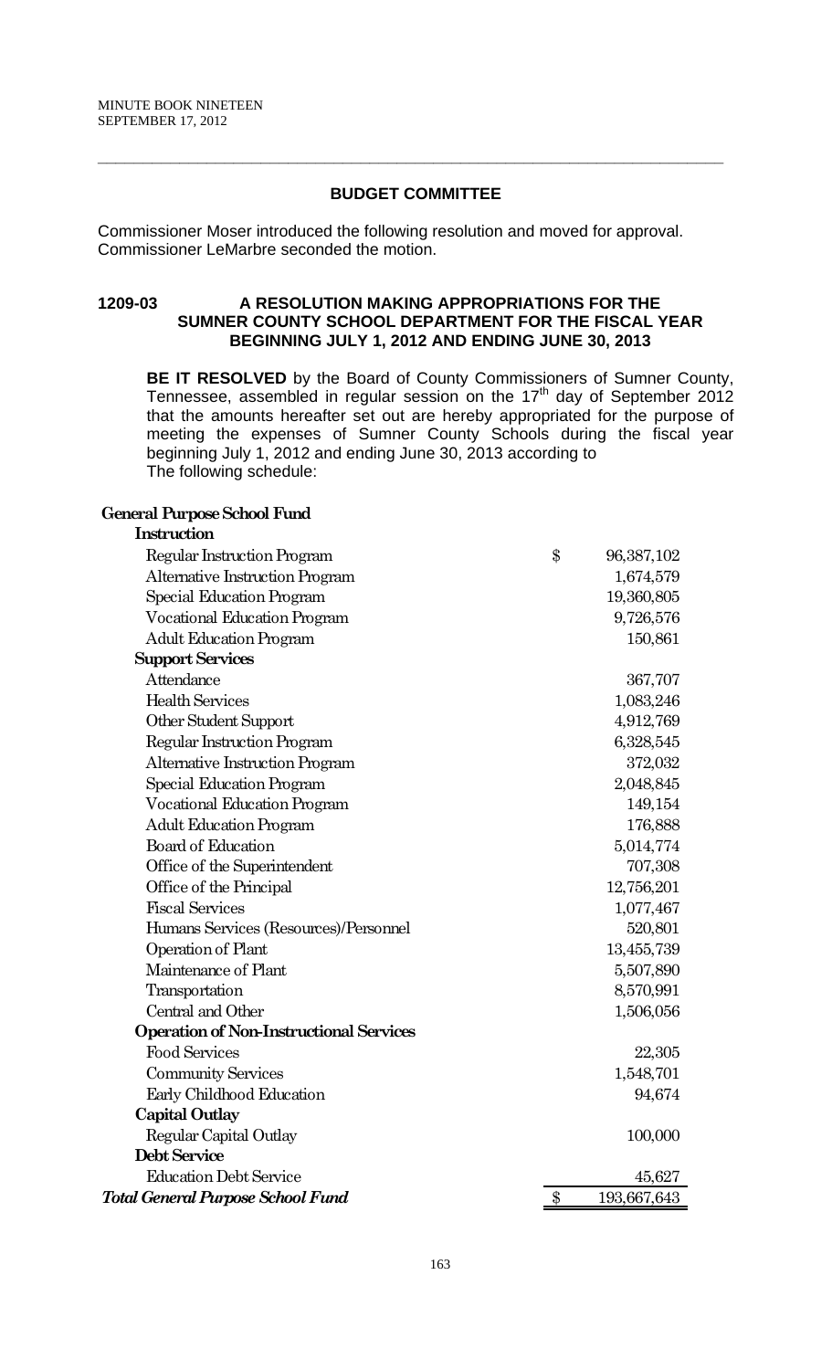## BUDGET COMMITTEE

Commissioner Moser introduced the following resolution and moved for approval. Commissioner LeMarbre seconded the motion.

### 1209-03 A RESOLUTION MAKING APPROPRIATIONS FOR THE SUMNER COUNTY SCHOOL DEPARTMENT FOR THE FISCAL YEAR BEGINNING JULY 1, 2012 AND ENDING JUNE 30, 2013

**BE IT RESOLVED** by the Board of County Commissioners of Sumner County, Tennessee, assembled in regular session on the 17th day of September 2012 that the amounts hereafter set out are hereby appropriated for the purpose of meeting the expenses of Sumner County Schools during the fiscal year beginning July 1, 2012 and ending June 30, 2013 according to The following schedule:

| | |
|---|---|
| **General Purpose School Fund** | |
| **Instruction** | |
| Regular Instruction Program | $ 96,387,102 |
| Alternative Instruction Program | 1,674,579 |
| Special Education Program | 19,360,805 |
| Vocational Education Program | 9,726,576 |
| Adult Education Program | 150,861 |
| **Support Services** | |
| Attendance | 367,707 |
| Health Services | 1,083,246 |
| Other Student Support | 4,912,769 |
| Regular Instruction Program | 6,328,545 |
| Alternative Instruction Program | 372,032 |
| Special Education Program | 2,048,845 |
| Vocational Education Program | 149,154 |
| Adult Education Program | 176,888 |
| Board of Education | 5,014,774 |
| Office of the Superintendent | 707,308 |
| Office of the Principal | 12,756,201 |
| Fiscal Services | 1,077,467 |
| Humans Services (Resources)/Personnel | 520,801 |
| Operation of Plant | 13,455,739 |
| Maintenance of Plant | 5,507,890 |
| Transportation | 8,570,991 |
| Central and Other | 1,506,056 |
| **Operation of Non-Instructional Services** | |
| Food Services | 22,305 |
| Community Services | 1,548,701 |
| Early Childhood Education | 94,674 |
| **Capital Outlay** | |
| Regular Capital Outlay | 100,000 |
| **Debt Service** | |
| Education Debt Service | 45,627 |
| ***Total General Purpose School Fund*** | $ 193,667,643 |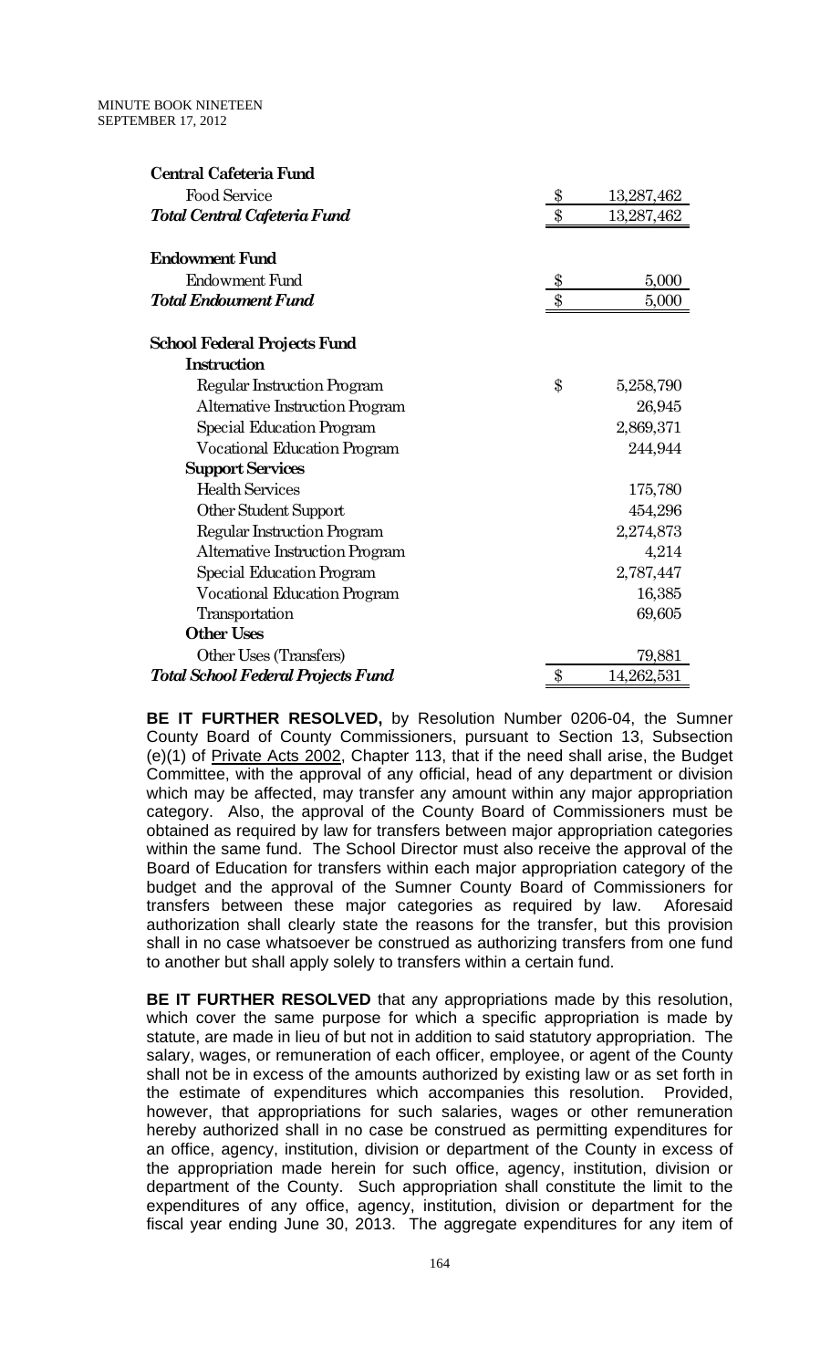| | |
|---|---|
| **Central Cafeteria Fund** | |
| Food Service | $ 13,287,462 |
| ***Total Central Cafeteria Fund*** | $ 13,287,462 |
| | |
| **Endowment Fund** | |
| Endowment Fund | $ 5,000 |
| ***Total Endowment Fund*** | $ 5,000 |
| | |
| **School Federal Projects Fund** | |
| **Instruction** | |
| Regular Instruction Program | $ 5,258,790 |
| Alternative Instruction Program | 26,945 |
| Special Education Program | 2,869,371 |
| Vocational Education Program | 244,944 |
| **Support Services** | |
| Health Services | 175,780 |
| Other Student Support | 454,296 |
| Regular Instruction Program | 2,274,873 |
| Alternative Instruction Program | 4,214 |
| Special Education Program | 2,787,447 |
| Vocational Education Program | 16,385 |
| Transportation | 69,605 |
| **Other Uses** | |
| Other Uses (Transfers) | 79,881 |
| ***Total School Federal Projects Fund*** | $ 14,262,531 |

**BE IT FURTHER RESOLVED,** by Resolution Number 0206-04, the Sumner County Board of County Commissioners, pursuant to Section 13, Subsection (e)(1) of Private Acts 2002, Chapter 113, that if the need shall arise, the Budget Committee, with the approval of any official, head of any department or division which may be affected, may transfer any amount within any major appropriation category. Also, the approval of the County Board of Commissioners must be obtained as required by law for transfers between major appropriation categories within the same fund. The School Director must also receive the approval of the Board of Education for transfers within each major appropriation category of the budget and the approval of the Sumner County Board of Commissioners for transfers between these major categories as required by law. Aforesaid authorization shall clearly state the reasons for the transfer, but this provision shall in no case whatsoever be construed as authorizing transfers from one fund to another but shall apply solely to transfers within a certain fund.

**BE IT FURTHER RESOLVED** that any appropriations made by this resolution, which cover the same purpose for which a specific appropriation is made by statute, are made in lieu of but not in addition to said statutory appropriation. The salary, wages, or remuneration of each officer, employee, or agent of the County shall not be in excess of the amounts authorized by existing law or as set forth in the estimate of expenditures which accompanies this resolution. Provided, however, that appropriations for such salaries, wages or other remuneration hereby authorized shall in no case be construed as permitting expenditures for an office, agency, institution, division or department of the County in excess of the appropriation made herein for such office, agency, institution, division or department of the County. Such appropriation shall constitute the limit to the expenditures of any office, agency, institution, division or department for the fiscal year ending June 30, 2013. The aggregate expenditures for any item of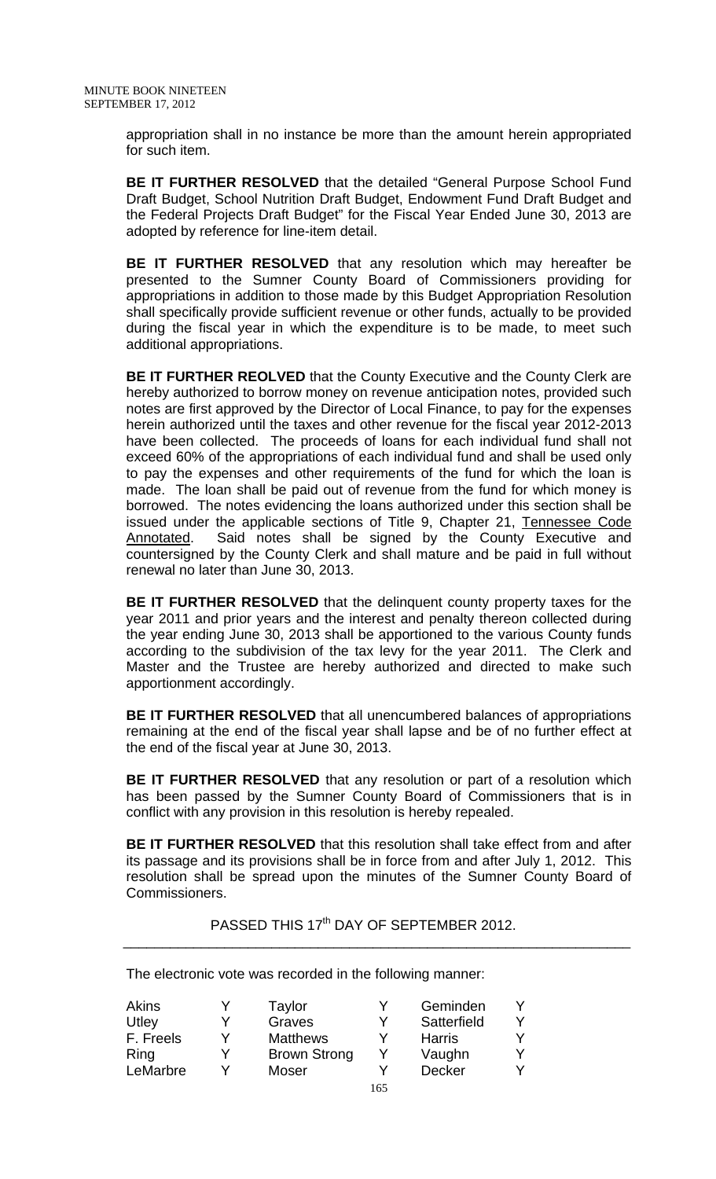appropriation shall in no instance be more than the amount herein appropriated for such item.

**BE IT FURTHER RESOLVED** that the detailed "General Purpose School Fund Draft Budget, School Nutrition Draft Budget, Endowment Fund Draft Budget and the Federal Projects Draft Budget" for the Fiscal Year Ended June 30, 2013 are adopted by reference for line-item detail.

**BE IT FURTHER RESOLVED** that any resolution which may hereafter be presented to the Sumner County Board of Commissioners providing for appropriations in addition to those made by this Budget Appropriation Resolution shall specifically provide sufficient revenue or other funds, actually to be provided during the fiscal year in which the expenditure is to be made, to meet such additional appropriations.

**BE IT FURTHER REOLVED** that the County Executive and the County Clerk are hereby authorized to borrow money on revenue anticipation notes, provided such notes are first approved by the Director of Local Finance, to pay for the expenses herein authorized until the taxes and other revenue for the fiscal year 2012-2013 have been collected. The proceeds of loans for each individual fund shall not exceed 60% of the appropriations of each individual fund and shall be used only to pay the expenses and other requirements of the fund for which the loan is made. The loan shall be paid out of revenue from the fund for which money is borrowed. The notes evidencing the loans authorized under this section shall be issued under the applicable sections of Title 9, Chapter 21, Tennessee Code Annotated. Said notes shall be signed by the County Executive and countersigned by the County Clerk and shall mature and be paid in full without renewal no later than June 30, 2013.

**BE IT FURTHER RESOLVED** that the delinquent county property taxes for the year 2011 and prior years and the interest and penalty thereon collected during the year ending June 30, 2013 shall be apportioned to the various County funds according to the subdivision of the tax levy for the year 2011. The Clerk and Master and the Trustee are hereby authorized and directed to make such apportionment accordingly.

**BE IT FURTHER RESOLVED** that all unencumbered balances of appropriations remaining at the end of the fiscal year shall lapse and be of no further effect at the end of the fiscal year at June 30, 2013.

**BE IT FURTHER RESOLVED** that any resolution or part of a resolution which has been passed by the Sumner County Board of Commissioners that is in conflict with any provision in this resolution is hereby repealed.

**BE IT FURTHER RESOLVED** that this resolution shall take effect from and after its passage and its provisions shall be in force from and after July 1, 2012. This resolution shall be spread upon the minutes of the Sumner County Board of Commissioners.

PASSED THIS 17th DAY OF SEPTEMBER 2012.

---

The electronic vote was recorded in the following manner:

| | | | | | |
|---|---|---|---|---|---|
| Akins | Y | Taylor | Y | Geminden | Y |
| Utley | Y | Graves | Y | Satterfield | Y |
| F. Freels | Y | Matthews | Y | Harris | Y |
| Ring | Y | Brown Strong | Y | Vaughn | Y |
| LeMarbre | Y | Moser | Y | Decker | Y |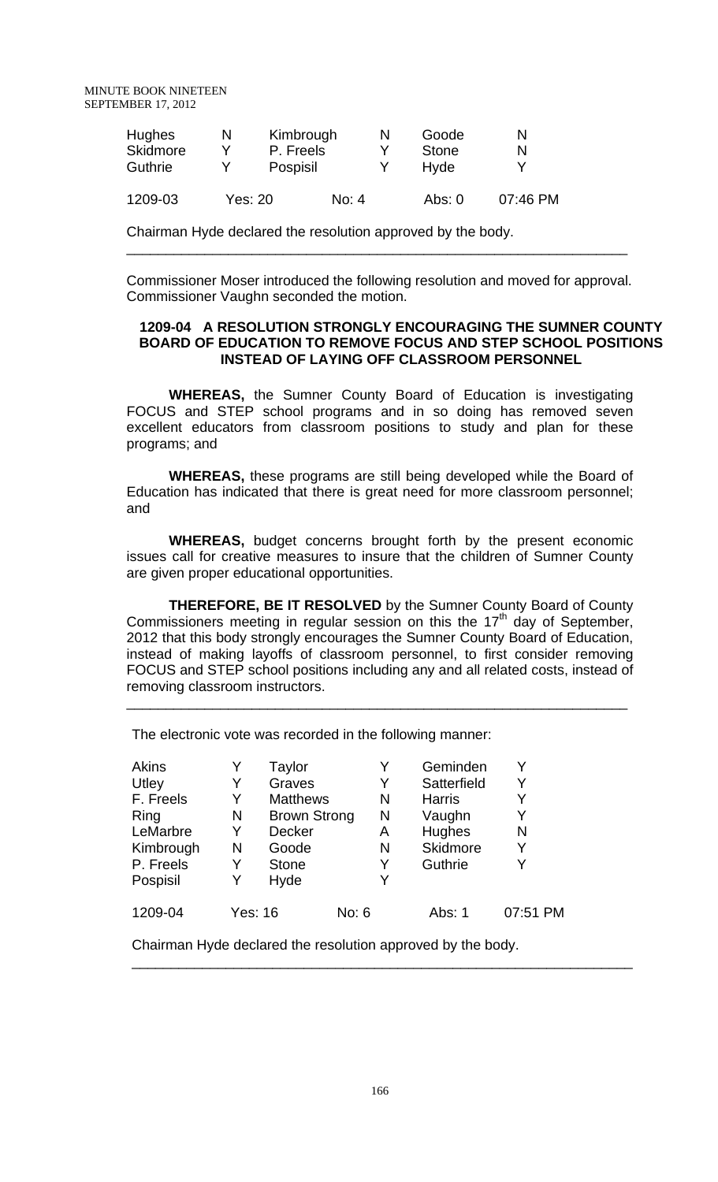| Hughes | N | Kimbrough | N | Goode | N |
|---|---|---|---|---|---|
| Skidmore | Y | P. Freels | Y | Stone | N |
| Guthrie | Y | Pospisil | Y | Hyde | Y |
| | | | | | |
| 1209-03 | Yes: 20 | | No: 4 | Abs: 0 | 07:46 PM |

Chairman Hyde declared the resolution approved by the body.

---

Commissioner Moser introduced the following resolution and moved for approval. Commissioner Vaughn seconded the motion.

**1209-04 A RESOLUTION STRONGLY ENCOURAGING THE SUMNER COUNTY BOARD OF EDUCATION TO REMOVE FOCUS AND STEP SCHOOL POSITIONS INSTEAD OF LAYING OFF CLASSROOM PERSONNEL**

**WHEREAS,** the Sumner County Board of Education is investigating FOCUS and STEP school programs and in so doing has removed seven excellent educators from classroom positions to study and plan for these programs; and

**WHEREAS,** these programs are still being developed while the Board of Education has indicated that there is great need for more classroom personnel; and

**WHEREAS,** budget concerns brought forth by the present economic issues call for creative measures to insure that the children of Sumner County are given proper educational opportunities.

**THEREFORE, BE IT RESOLVED** by the Sumner County Board of County Commissioners meeting in regular session on this the 17th day of September, 2012 that this body strongly encourages the Sumner County Board of Education, instead of making layoffs of classroom personnel, to first consider removing FOCUS and STEP school positions including any and all related costs, instead of removing classroom instructors.

---

The electronic vote was recorded in the following manner:

| Akins | Y | Taylor | Y | Geminden | Y |
|---|---|---|---|---|---|
| Utley | Y | Graves | Y | Satterfield | Y |
| F. Freels | Y | Matthews | N | Harris | Y |
| Ring | N | Brown Strong | N | Vaughn | Y |
| LeMarbre | Y | Decker | A | Hughes | N |
| Kimbrough | N | Goode | N | Skidmore | Y |
| P. Freels | Y | Stone | Y | Guthrie | Y |
| Pospisil | Y | Hyde | Y | | |
| | | | | | |
| 1209-04 | Yes: 16 | | No: 6 | Abs: 1 | 07:51 PM |

Chairman Hyde declared the resolution approved by the body.

---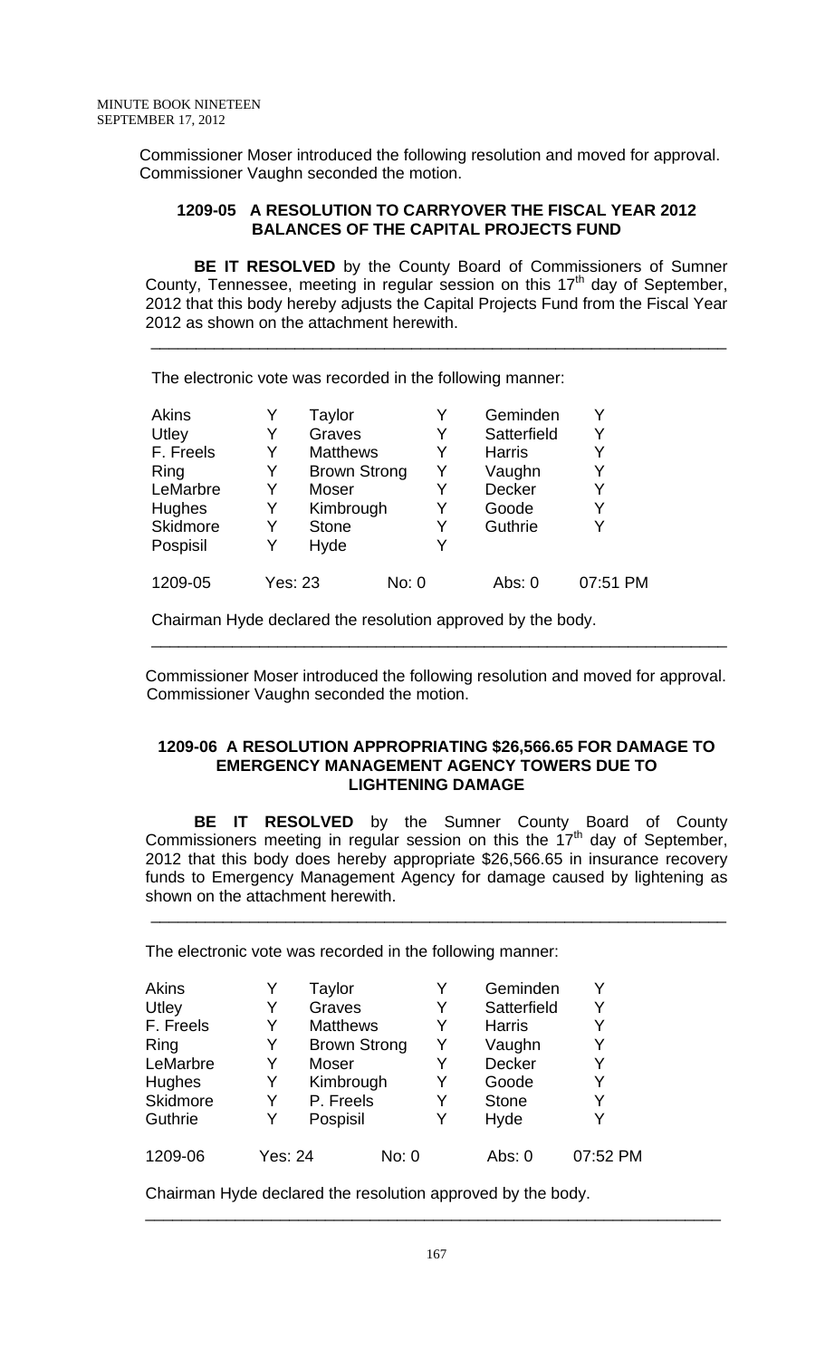Commissioner Moser introduced the following resolution and moved for approval. Commissioner Vaughn seconded the motion.

**1209-05 A RESOLUTION TO CARRYOVER THE FISCAL YEAR 2012 BALANCES OF THE CAPITAL PROJECTS FUND**

**BE IT RESOLVED** by the County Board of Commissioners of Sumner County, Tennessee, meeting in regular session on this 17th day of September, 2012 that this body hereby adjusts the Capital Projects Fund from the Fiscal Year 2012 as shown on the attachment herewith.

---

The electronic vote was recorded in the following manner:

| | | | | | |
|---|---|---|---|---|---|
| Akins | Y | Taylor | Y | Geminden | Y |
| Utley | Y | Graves | Y | Satterfield | Y |
| F. Freels | Y | Matthews | Y | Harris | Y |
| Ring | Y | Brown Strong | Y | Vaughn | Y |
| LeMarbre | Y | Moser | Y | Decker | Y |
| Hughes | Y | Kimbrough | Y | Goode | Y |
| Skidmore | Y | Stone | Y | Guthrie | Y |
| Pospisil | Y | Hyde | Y | | |
| 1209-05 | Yes: 23 | | No: 0 | Abs: 0 | 07:51 PM |

Chairman Hyde declared the resolution approved by the body.

---

Commissioner Moser introduced the following resolution and moved for approval. Commissioner Vaughn seconded the motion.

**1209-06 A RESOLUTION APPROPRIATING $26,566.65 FOR DAMAGE TO EMERGENCY MANAGEMENT AGENCY TOWERS DUE TO LIGHTENING DAMAGE**

**BE IT RESOLVED** by the Sumner County Board of County Commissioners meeting in regular session on this the 17th day of September, 2012 that this body does hereby appropriate $26,566.65 in insurance recovery funds to Emergency Management Agency for damage caused by lightening as shown on the attachment herewith.

---

The electronic vote was recorded in the following manner:

| | | | | | |
|---|---|---|---|---|---|
| Akins | Y | Taylor | Y | Geminden | Y |
| Utley | Y | Graves | Y | Satterfield | Y |
| F. Freels | Y | Matthews | Y | Harris | Y |
| Ring | Y | Brown Strong | Y | Vaughn | Y |
| LeMarbre | Y | Moser | Y | Decker | Y |
| Hughes | Y | Kimbrough | Y | Goode | Y |
| Skidmore | Y | P. Freels | Y | Stone | Y |
| Guthrie | Y | Pospisil | Y | Hyde | Y |
| 1209-06 | Yes: 24 | | No: 0 | Abs: 0 | 07:52 PM |

Chairman Hyde declared the resolution approved by the body.

---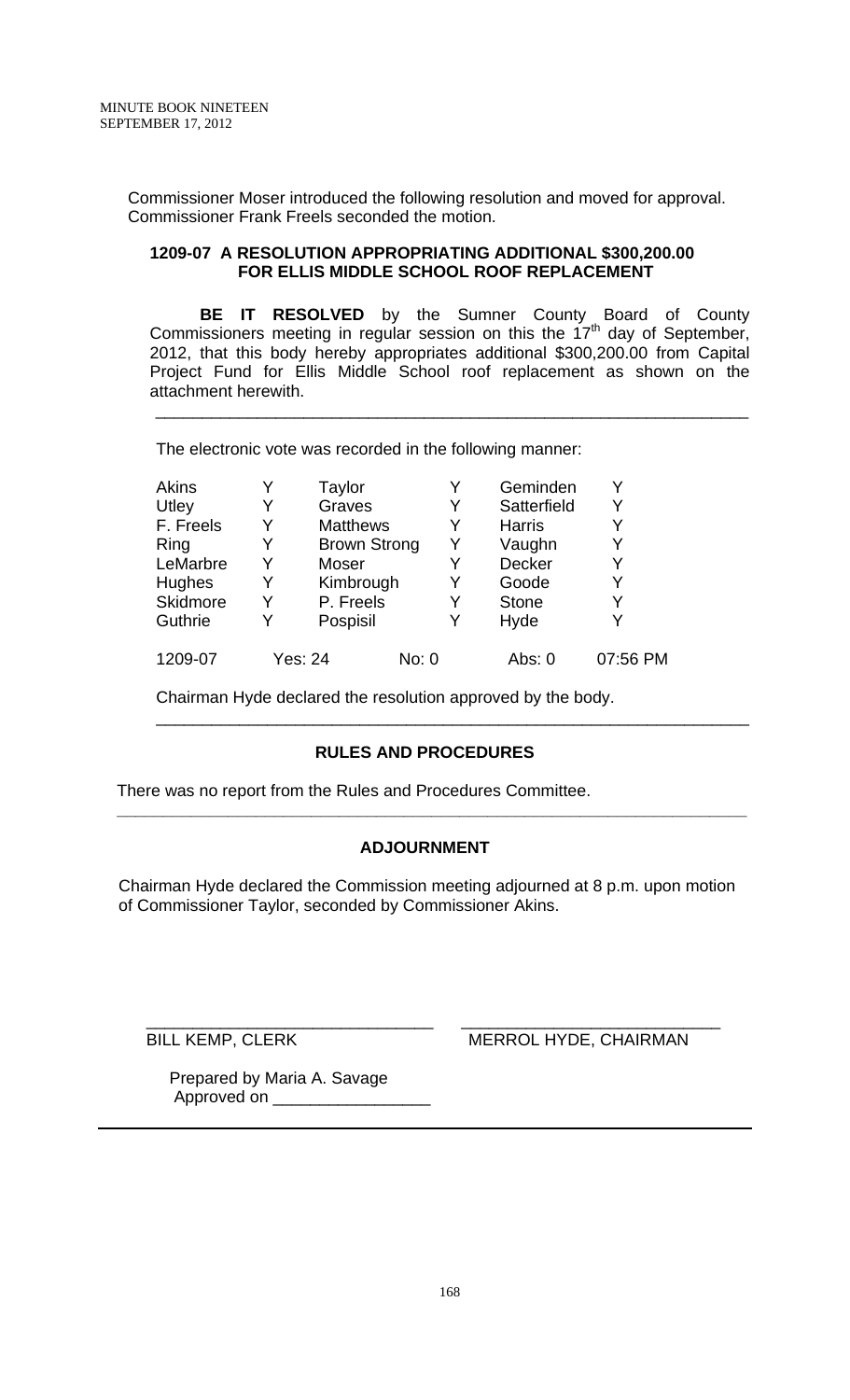Commissioner Moser introduced the following resolution and moved for approval. Commissioner Frank Freels seconded the motion.

**1209-07 A RESOLUTION APPROPRIATING ADDITIONAL $300,200.00 FOR ELLIS MIDDLE SCHOOL ROOF REPLACEMENT**

**BE IT RESOLVED** by the Sumner County Board of County Commissioners meeting in regular session on this the 17th day of September, 2012, that this body hereby appropriates additional $300,200.00 from Capital Project Fund for Ellis Middle School roof replacement as shown on the attachment herewith.

---

The electronic vote was recorded in the following manner:

| | | | | | |
|---|---|---|---|---|---|
| Akins | Y | Taylor | Y | Geminden | Y |
| Utley | Y | Graves | Y | Satterfield | Y |
| F. Freels | Y | Matthews | Y | Harris | Y |
| Ring | Y | Brown Strong | Y | Vaughn | Y |
| LeMarbre | Y | Moser | Y | Decker | Y |
| Hughes | Y | Kimbrough | Y | Goode | Y |
| Skidmore | Y | P. Freels | Y | Stone | Y |
| Guthrie | Y | Pospisil | Y | Hyde | Y |

1209-07 Yes: 24 No: 0 Abs: 0 07:56 PM

Chairman Hyde declared the resolution approved by the body.

---

### RULES AND PROCEDURES

There was no report from the Rules and Procedures Committee.

---

### ADJOURNMENT

Chairman Hyde declared the Commission meeting adjourned at 8 p.m. upon motion of Commissioner Taylor, seconded by Commissioner Akins.

______________________________ ______________________________

BILL KEMP, CLERK MERROL HYDE, CHAIRMAN

Prepared by Maria A. Savage

Approved on ________________